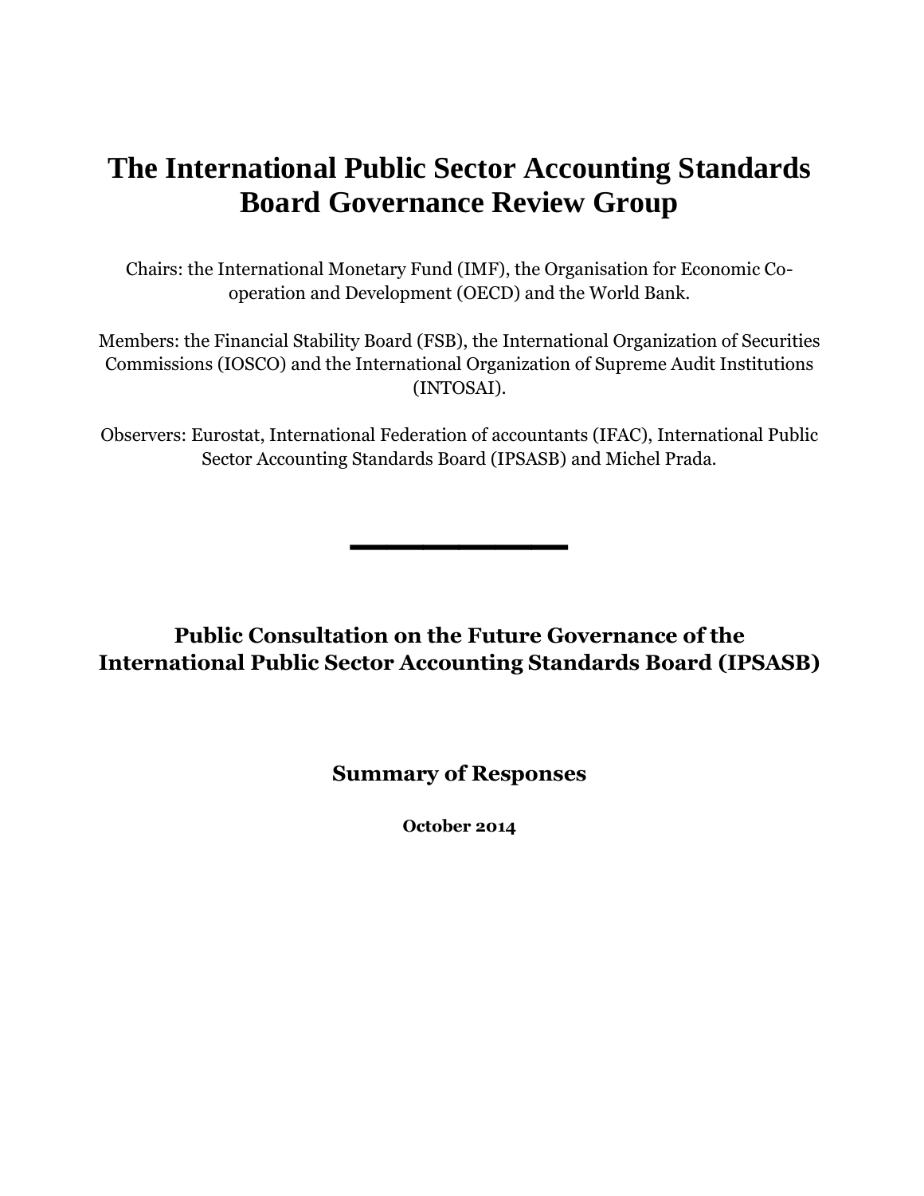# The International Public Sector Accounting Standards Board Governance Review Group

Chairs: the International Monetary Fund (IMF), the Organisation for Economic Co-operation and Development (OECD) and the World Bank.

Members: the Financial Stability Board (FSB), the International Organization of Securities Commissions (IOSCO) and the International Organization of Supreme Audit Institutions (INTOSAI).

Observers: Eurostat, International Federation of accountants (IFAC), International Public Sector Accounting Standards Board (IPSASB) and Michel Prada.

---

## Public Consultation on the Future Governance of the International Public Sector Accounting Standards Board (IPSASB)

### Summary of Responses

**October 2014**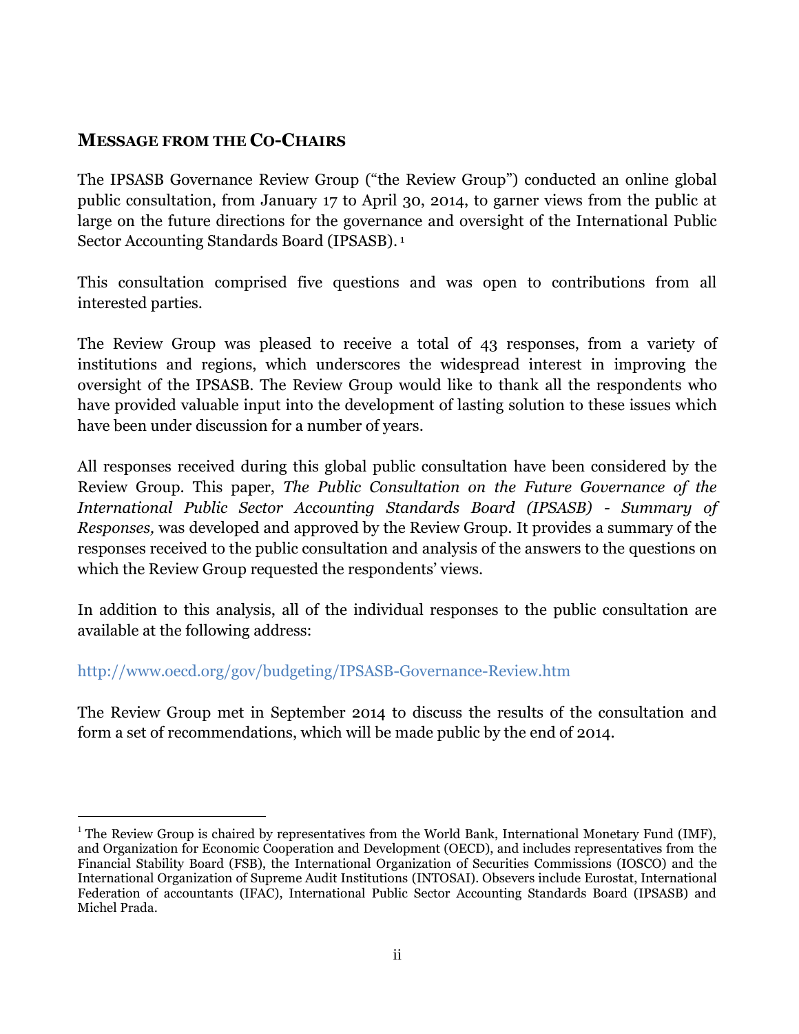## MESSAGE FROM THE CO-CHAIRS

The IPSASB Governance Review Group ("the Review Group") conducted an online global public consultation, from January 17 to April 30, 2014, to garner views from the public at large on the future directions for the governance and oversight of the International Public Sector Accounting Standards Board (IPSASB).[1]

This consultation comprised five questions and was open to contributions from all interested parties.

The Review Group was pleased to receive a total of 43 responses, from a variety of institutions and regions, which underscores the widespread interest in improving the oversight of the IPSASB. The Review Group would like to thank all the respondents who have provided valuable input into the development of lasting solution to these issues which have been under discussion for a number of years.

All responses received during this global public consultation have been considered by the Review Group. This paper, *The Public Consultation on the Future Governance of the International Public Sector Accounting Standards Board (IPSASB) - Summary of Responses,* was developed and approved by the Review Group. It provides a summary of the responses received to the public consultation and analysis of the answers to the questions on which the Review Group requested the respondents' views.

In addition to this analysis, all of the individual responses to the public consultation are available at the following address:

http://www.oecd.org/gov/budgeting/IPSASB-Governance-Review.htm

The Review Group met in September 2014 to discuss the results of the consultation and form a set of recommendations, which will be made public by the end of 2014.

---

[1] The Review Group is chaired by representatives from the World Bank, International Monetary Fund (IMF), and Organization for Economic Cooperation and Development (OECD), and includes representatives from the Financial Stability Board (FSB), the International Organization of Securities Commissions (IOSCO) and the International Organization of Supreme Audit Institutions (INTOSAI). Obsevers include Eurostat, International Federation of accountants (IFAC), International Public Sector Accounting Standards Board (IPSASB) and Michel Prada.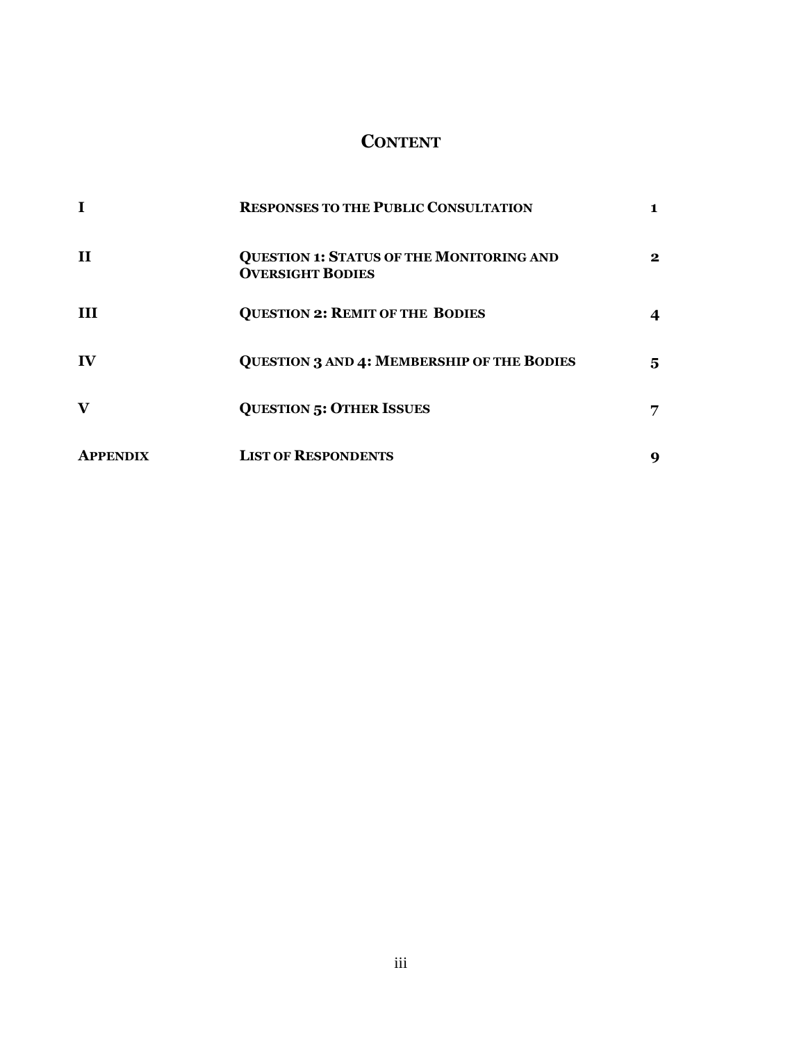# CONTENT

| | | |
|---|---|---|
| **I** | **RESPONSES TO THE PUBLIC CONSULTATION** | **1** |
| **II** | **QUESTION 1: STATUS OF THE MONITORING AND OVERSIGHT BODIES** | **2** |
| **III** | **QUESTION 2: REMIT OF THE BODIES** | **4** |
| **IV** | **QUESTION 3 AND 4: MEMBERSHIP OF THE BODIES** | **5** |
| **V** | **QUESTION 5: OTHER ISSUES** | **7** |
| **APPENDIX** | **LIST OF RESPONDENTS** | **9** |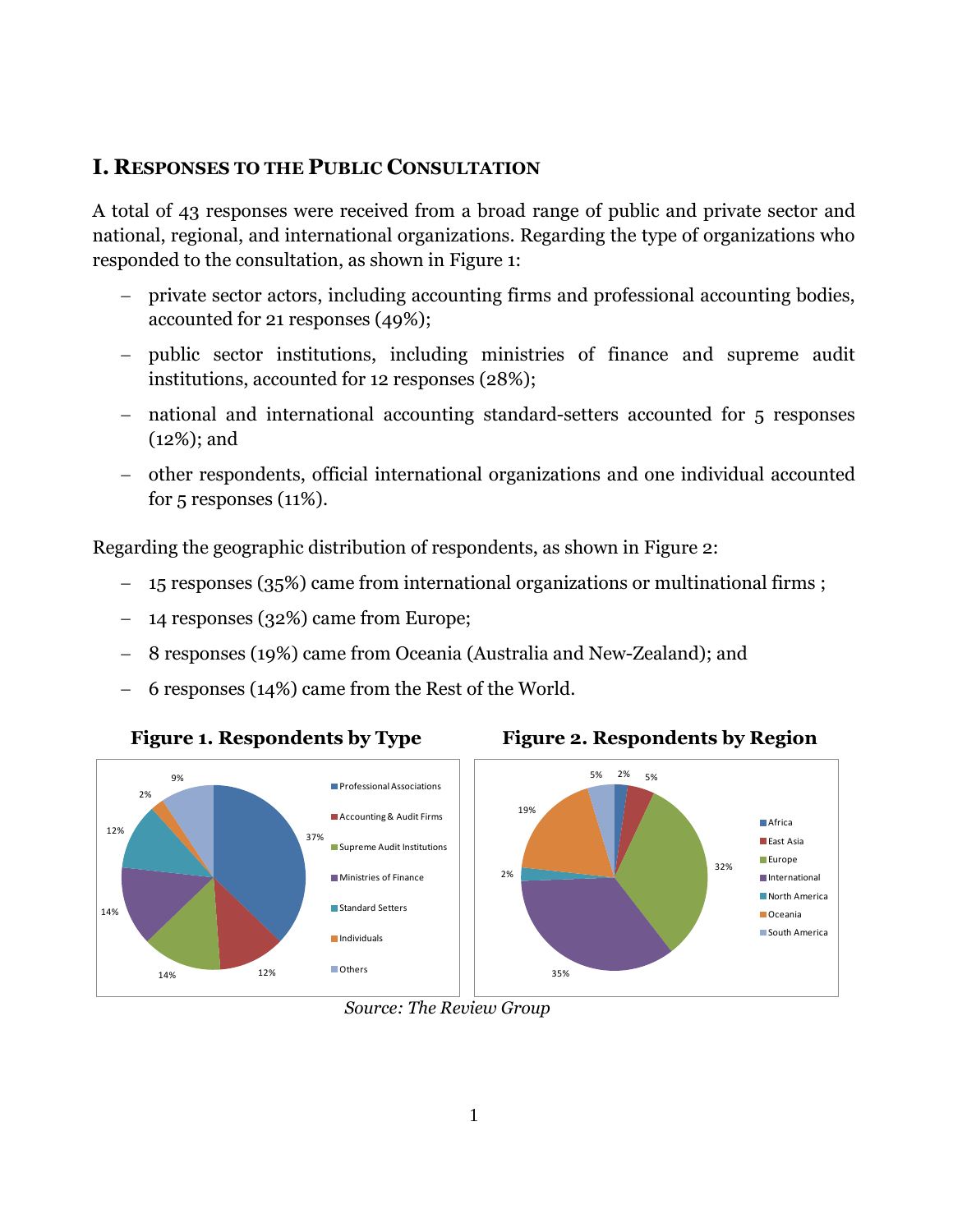## I. Responses to the Public Consultation

A total of 43 responses were received from a broad range of public and private sector and national, regional, and international organizations. Regarding the type of organizations who responded to the consultation, as shown in Figure 1:

- private sector actors, including accounting firms and professional accounting bodies, accounted for 21 responses (49%);
- public sector institutions, including ministries of finance and supreme audit institutions, accounted for 12 responses (28%);
- national and international accounting standard-setters accounted for 5 responses (12%); and
- other respondents, official international organizations and one individual accounted for 5 responses (11%).

Regarding the geographic distribution of respondents, as shown in Figure 2:

- 15 responses (35%) came from international organizations or multinational firms ;
- 14 responses (32%) came from Europe;
- 8 responses (19%) came from Oceania (Australia and New-Zealand); and
- 6 responses (14%) came from the Rest of the World.

**Figure 1. Respondents by Type**

| Type | Share |
|---|---|
| Professional Associations | 37% |
| Accounting & Audit Firms | 12% |
| Supreme Audit Institutions | 14% |
| Ministries of Finance | 14% |
| Standard Setters | 12% |
| Individuals | 2% |
| Others | 9% |

**Figure 2. Respondents by Region**

| Region | Share |
|---|---|
| Africa | 2% |
| East Asia | 5% |
| Europe | 32% |
| International | 35% |
| North America | 2% |
| Oceania | 19% |
| South America | 5% |

*Source: The Review Group*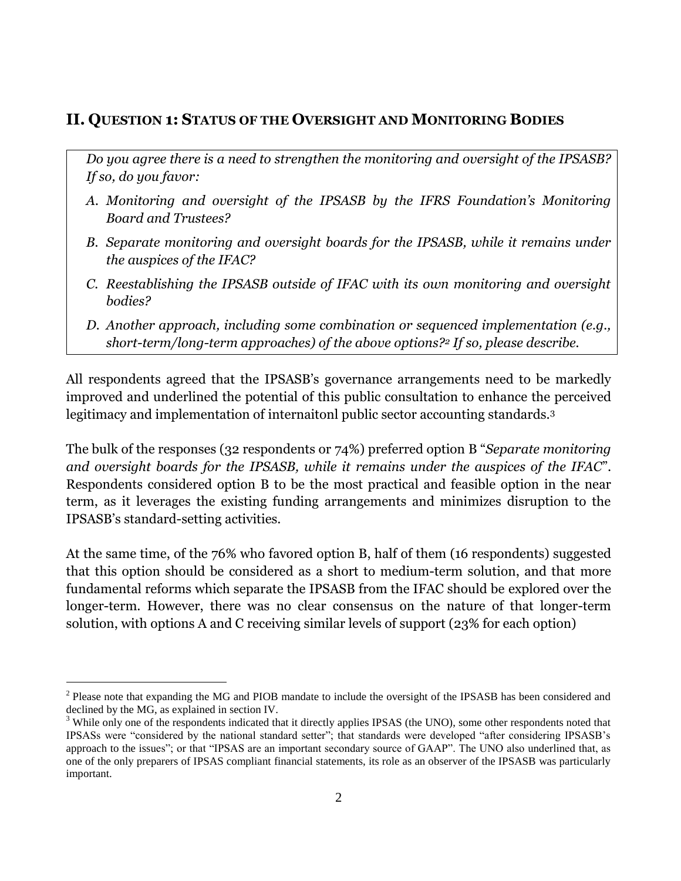## II. QUESTION 1: STATUS OF THE OVERSIGHT AND MONITORING BODIES

> *Do you agree there is a need to strengthen the monitoring and oversight of the IPSASB? If so, do you favor:*
>
> *A. Monitoring and oversight of the IPSASB by the IFRS Foundation's Monitoring Board and Trustees?*
>
> *B. Separate monitoring and oversight boards for the IPSASB, while it remains under the auspices of the IFAC?*
>
> *C. Reestablishing the IPSASB outside of IFAC with its own monitoring and oversight bodies?*
>
> *D. Another approach, including some combination or sequenced implementation (e.g., short-term/long-term approaches) of the above options?[2] If so, please describe.*

All respondents agreed that the IPSASB's governance arrangements need to be markedly improved and underlined the potential of this public consultation to enhance the perceived legitimacy and implementation of internaitonl public sector accounting standards.[3]

The bulk of the responses (32 respondents or 74%) preferred option B "*Separate monitoring and oversight boards for the IPSASB, while it remains under the auspices of the IFAC*". Respondents considered option B to be the most practical and feasible option in the near term, as it leverages the existing funding arrangements and minimizes disruption to the IPSASB's standard-setting activities.

At the same time, of the 76% who favored option B, half of them (16 respondents) suggested that this option should be considered as a short to medium-term solution, and that more fundamental reforms which separate the IPSASB from the IFAC should be explored over the longer-term. However, there was no clear consensus on the nature of that longer-term solution, with options A and C receiving similar levels of support (23% for each option)

---

[2] Please note that expanding the MG and PIOB mandate to include the oversight of the IPSASB has been considered and declined by the MG, as explained in section IV.

[3] While only one of the respondents indicated that it directly applies IPSAS (the UNO), some other respondents noted that IPSASs were "considered by the national standard setter"; that standards were developed "after considering IPSASB's approach to the issues"; or that "IPSAS are an important secondary source of GAAP". The UNO also underlined that, as one of the only preparers of IPSAS compliant financial statements, its role as an observer of the IPSASB was particularly important.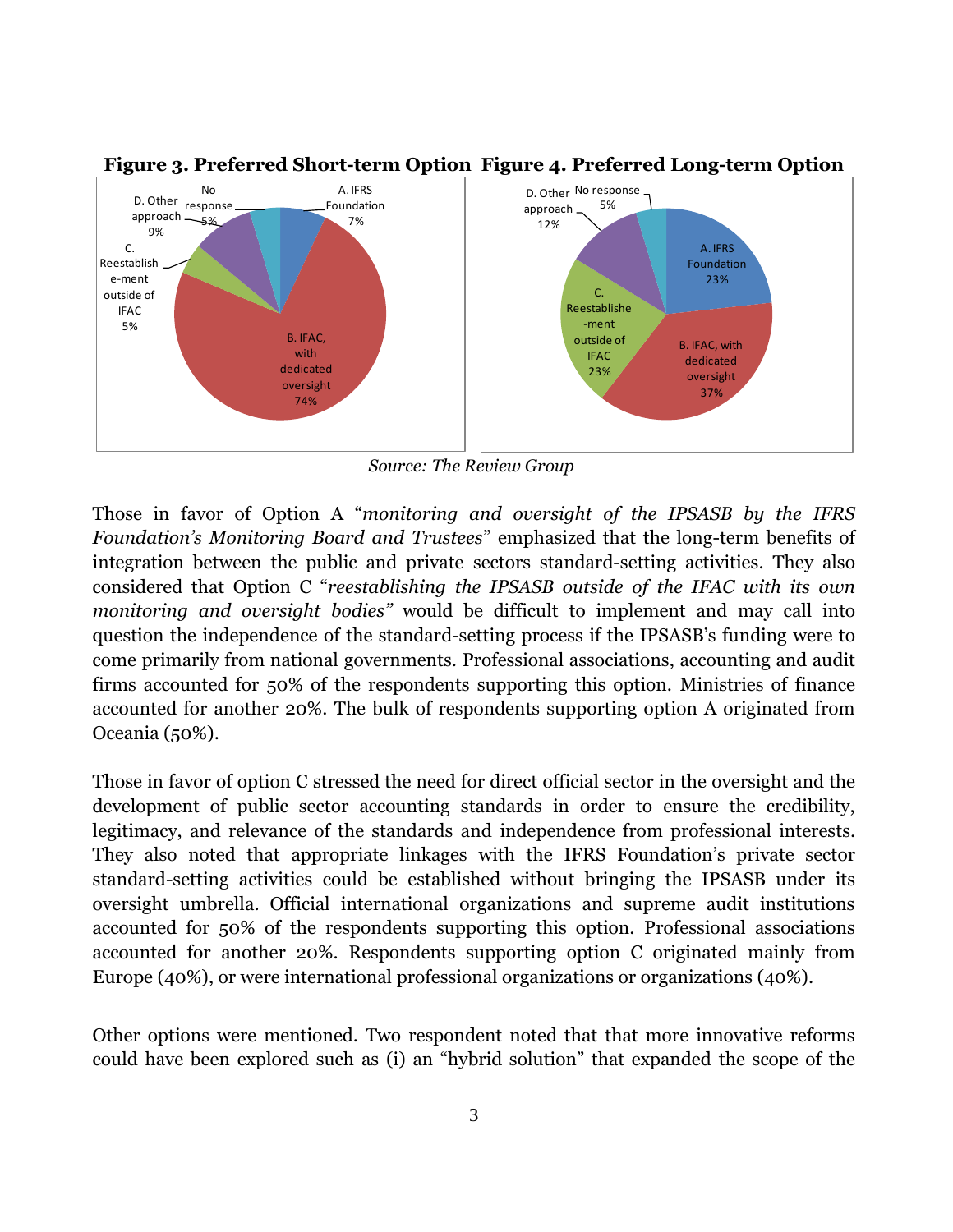**Figure 3. Preferred Short-term Option**

- A. IFRS Foundation 7%
- B. IFAC, with dedicated oversight 74%
- C. Reestablishment outside of IFAC 5%
- D. Other approach 9%
- No response 5%

**Figure 4. Preferred Long-term Option**

- A. IFRS Foundation 23%
- B. IFAC, with dedicated oversight 37%
- C. Reestablishment outside of IFAC 23%
- D. Other approach 12%
- No response 5%

*Source: The Review Group*

Those in favor of Option A "*monitoring and oversight of the IPSASB by the IFRS Foundation's Monitoring Board and Trustees*" emphasized that the long-term benefits of integration between the public and private sectors standard-setting activities. They also considered that Option C "*reestablishing the IPSASB outside of the IFAC with its own monitoring and oversight bodies"* would be difficult to implement and may call into question the independence of the standard-setting process if the IPSASB's funding were to come primarily from national governments. Professional associations, accounting and audit firms accounted for 50% of the respondents supporting this option. Ministries of finance accounted for another 20%. The bulk of respondents supporting option A originated from Oceania (50%).

Those in favor of option C stressed the need for direct official sector in the oversight and the development of public sector accounting standards in order to ensure the credibility, legitimacy, and relevance of the standards and independence from professional interests. They also noted that appropriate linkages with the IFRS Foundation's private sector standard-setting activities could be established without bringing the IPSASB under its oversight umbrella. Official international organizations and supreme audit institutions accounted for 50% of the respondents supporting this option. Professional associations accounted for another 20%. Respondents supporting option C originated mainly from Europe (40%), or were international professional organizations or organizations (40%).

Other options were mentioned. Two respondent noted that that more innovative reforms could have been explored such as (i) an "hybrid solution" that expanded the scope of the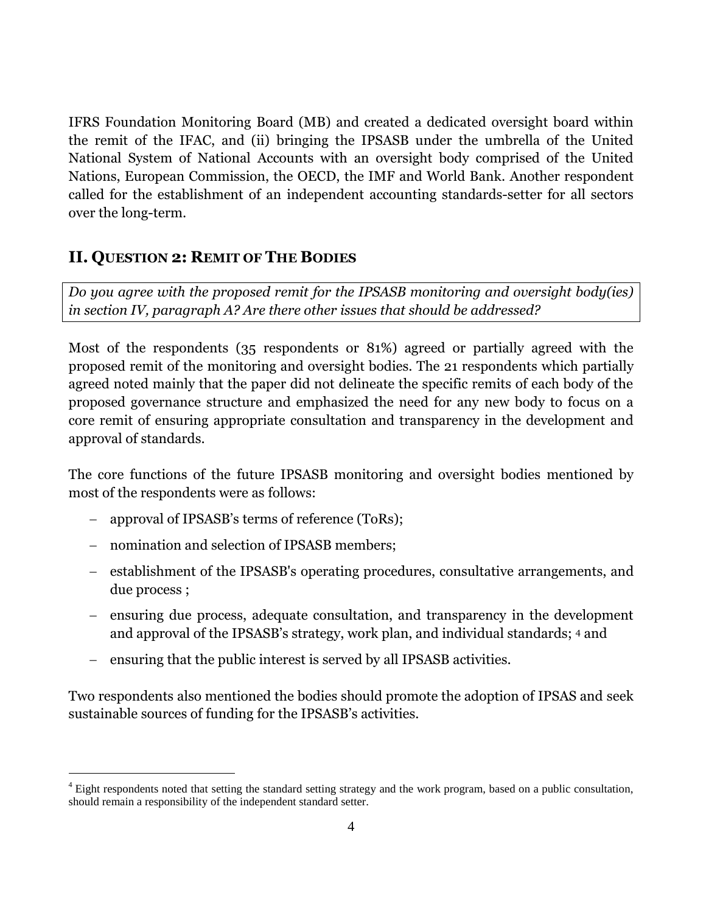IFRS Foundation Monitoring Board (MB) and created a dedicated oversight board within the remit of the IFAC, and (ii) bringing the IPSASB under the umbrella of the United National System of National Accounts with an oversight body comprised of the United Nations, European Commission, the OECD, the IMF and World Bank. Another respondent called for the establishment of an independent accounting standards-setter for all sectors over the long-term.

## II. QUESTION 2: REMIT OF THE BODIES

*Do you agree with the proposed remit for the IPSASB monitoring and oversight body(ies) in section IV, paragraph A? Are there other issues that should be addressed?*

Most of the respondents (35 respondents or 81%) agreed or partially agreed with the proposed remit of the monitoring and oversight bodies. The 21 respondents which partially agreed noted mainly that the paper did not delineate the specific remits of each body of the proposed governance structure and emphasized the need for any new body to focus on a core remit of ensuring appropriate consultation and transparency in the development and approval of standards.

The core functions of the future IPSASB monitoring and oversight bodies mentioned by most of the respondents were as follows:

- approval of IPSASB's terms of reference (ToRs);
- nomination and selection of IPSASB members;
- establishment of the IPSASB's operating procedures, consultative arrangements, and due process ;
- ensuring due process, adequate consultation, and transparency in the development and approval of the IPSASB's strategy, work plan, and individual standards; [4] and
- ensuring that the public interest is served by all IPSASB activities.

Two respondents also mentioned the bodies should promote the adoption of IPSAS and seek sustainable sources of funding for the IPSASB's activities.

[4] Eight respondents noted that setting the standard setting strategy and the work program, based on a public consultation, should remain a responsibility of the independent standard setter.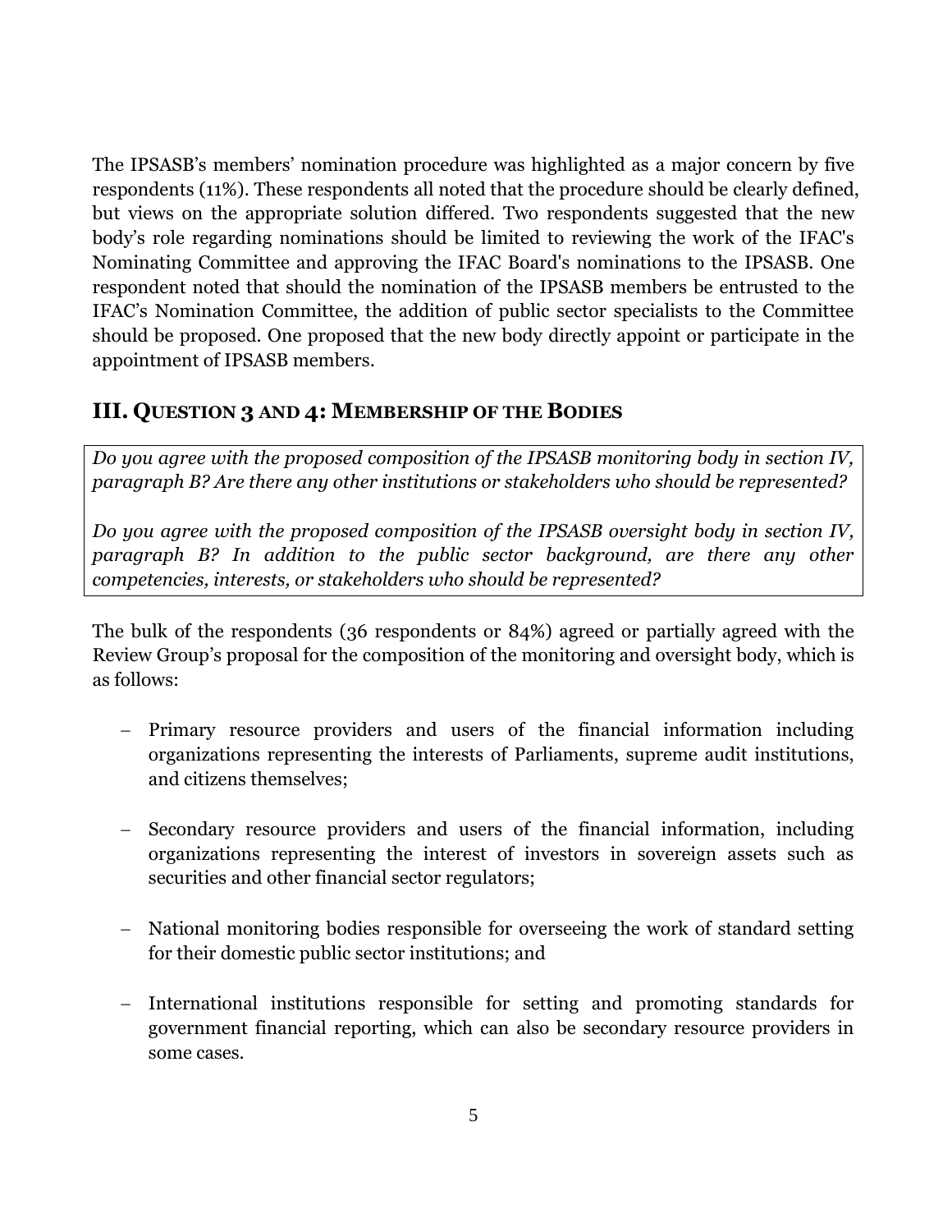The IPSASB's members' nomination procedure was highlighted as a major concern by five respondents (11%). These respondents all noted that the procedure should be clearly defined, but views on the appropriate solution differed. Two respondents suggested that the new body's role regarding nominations should be limited to reviewing the work of the IFAC's Nominating Committee and approving the IFAC Board's nominations to the IPSASB. One respondent noted that should the nomination of the IPSASB members be entrusted to the IFAC's Nomination Committee, the addition of public sector specialists to the Committee should be proposed. One proposed that the new body directly appoint or participate in the appointment of IPSASB members.

## III. Question 3 and 4: Membership of the Bodies

*Do you agree with the proposed composition of the IPSASB monitoring body in section IV, paragraph B? Are there any other institutions or stakeholders who should be represented?*

*Do you agree with the proposed composition of the IPSASB oversight body in section IV, paragraph B? In addition to the public sector background, are there any other competencies, interests, or stakeholders who should be represented?*

The bulk of the respondents (36 respondents or 84%) agreed or partially agreed with the Review Group's proposal for the composition of the monitoring and oversight body, which is as follows:

- Primary resource providers and users of the financial information including organizations representing the interests of Parliaments, supreme audit institutions, and citizens themselves;

- Secondary resource providers and users of the financial information, including organizations representing the interest of investors in sovereign assets such as securities and other financial sector regulators;

- National monitoring bodies responsible for overseeing the work of standard setting for their domestic public sector institutions; and

- International institutions responsible for setting and promoting standards for government financial reporting, which can also be secondary resource providers in some cases.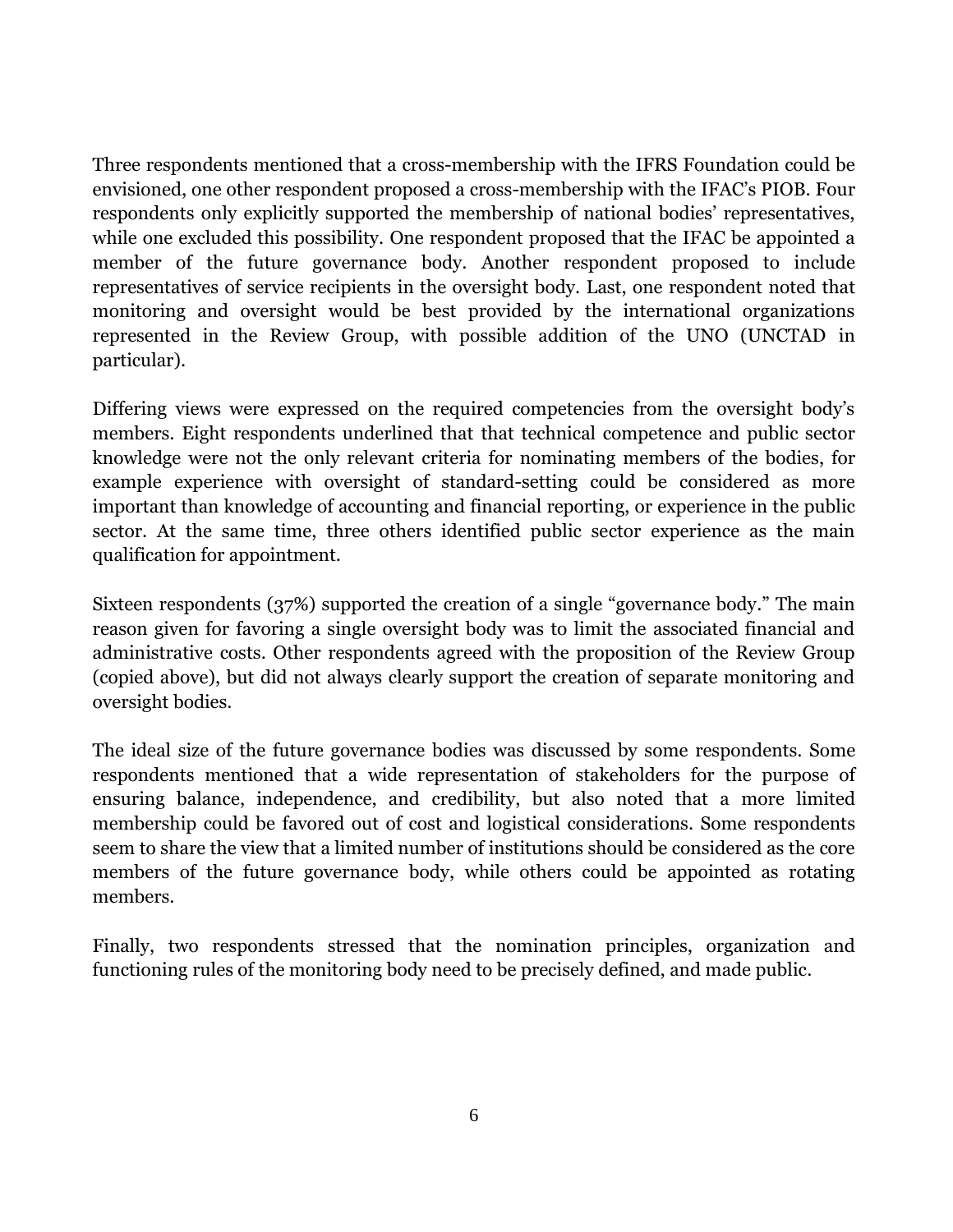Three respondents mentioned that a cross-membership with the IFRS Foundation could be envisioned, one other respondent proposed a cross-membership with the IFAC's PIOB. Four respondents only explicitly supported the membership of national bodies' representatives, while one excluded this possibility. One respondent proposed that the IFAC be appointed a member of the future governance body. Another respondent proposed to include representatives of service recipients in the oversight body. Last, one respondent noted that monitoring and oversight would be best provided by the international organizations represented in the Review Group, with possible addition of the UNO (UNCTAD in particular).

Differing views were expressed on the required competencies from the oversight body's members. Eight respondents underlined that that technical competence and public sector knowledge were not the only relevant criteria for nominating members of the bodies, for example experience with oversight of standard-setting could be considered as more important than knowledge of accounting and financial reporting, or experience in the public sector. At the same time, three others identified public sector experience as the main qualification for appointment.

Sixteen respondents (37%) supported the creation of a single "governance body." The main reason given for favoring a single oversight body was to limit the associated financial and administrative costs. Other respondents agreed with the proposition of the Review Group (copied above), but did not always clearly support the creation of separate monitoring and oversight bodies.

The ideal size of the future governance bodies was discussed by some respondents. Some respondents mentioned that a wide representation of stakeholders for the purpose of ensuring balance, independence, and credibility, but also noted that a more limited membership could be favored out of cost and logistical considerations. Some respondents seem to share the view that a limited number of institutions should be considered as the core members of the future governance body, while others could be appointed as rotating members.

Finally, two respondents stressed that the nomination principles, organization and functioning rules of the monitoring body need to be precisely defined, and made public.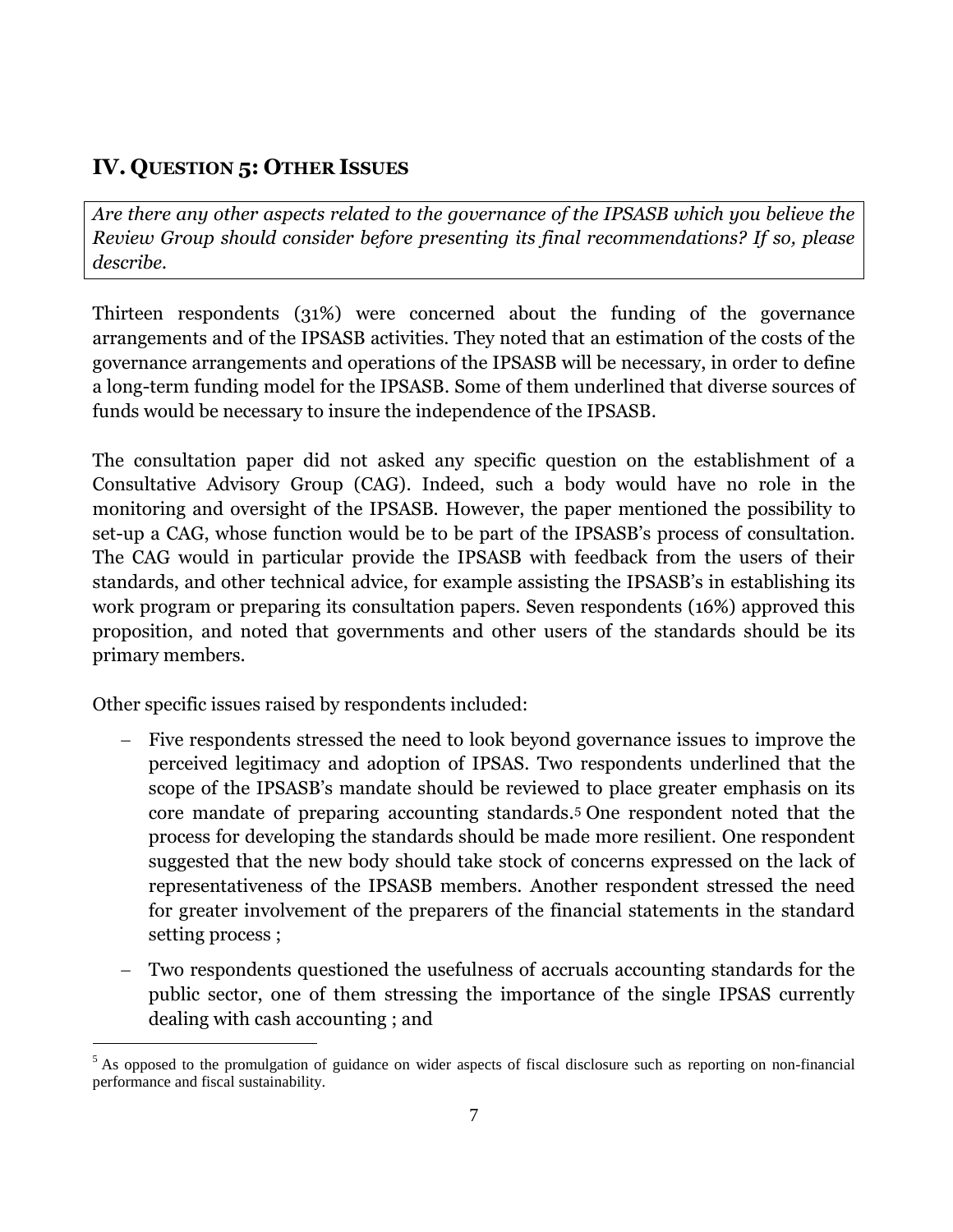## IV. Question 5: Other Issues

*Are there any other aspects related to the governance of the IPSASB which you believe the Review Group should consider before presenting its final recommendations? If so, please describe.*

Thirteen respondents (31%) were concerned about the funding of the governance arrangements and of the IPSASB activities. They noted that an estimation of the costs of the governance arrangements and operations of the IPSASB will be necessary, in order to define a long-term funding model for the IPSASB. Some of them underlined that diverse sources of funds would be necessary to insure the independence of the IPSASB.

The consultation paper did not asked any specific question on the establishment of a Consultative Advisory Group (CAG). Indeed, such a body would have no role in the monitoring and oversight of the IPSASB. However, the paper mentioned the possibility to set-up a CAG, whose function would be to be part of the IPSASB's process of consultation. The CAG would in particular provide the IPSASB with feedback from the users of their standards, and other technical advice, for example assisting the IPSASB's in establishing its work program or preparing its consultation papers. Seven respondents (16%) approved this proposition, and noted that governments and other users of the standards should be its primary members.

Other specific issues raised by respondents included:

- Five respondents stressed the need to look beyond governance issues to improve the perceived legitimacy and adoption of IPSAS. Two respondents underlined that the scope of the IPSASB's mandate should be reviewed to place greater emphasis on its core mandate of preparing accounting standards.[5] One respondent noted that the process for developing the standards should be made more resilient. One respondent suggested that the new body should take stock of concerns expressed on the lack of representativeness of the IPSASB members. Another respondent stressed the need for greater involvement of the preparers of the financial statements in the standard setting process ;
- Two respondents questioned the usefulness of accruals accounting standards for the public sector, one of them stressing the importance of the single IPSAS currently dealing with cash accounting ; and

[5] As opposed to the promulgation of guidance on wider aspects of fiscal disclosure such as reporting on non-financial performance and fiscal sustainability.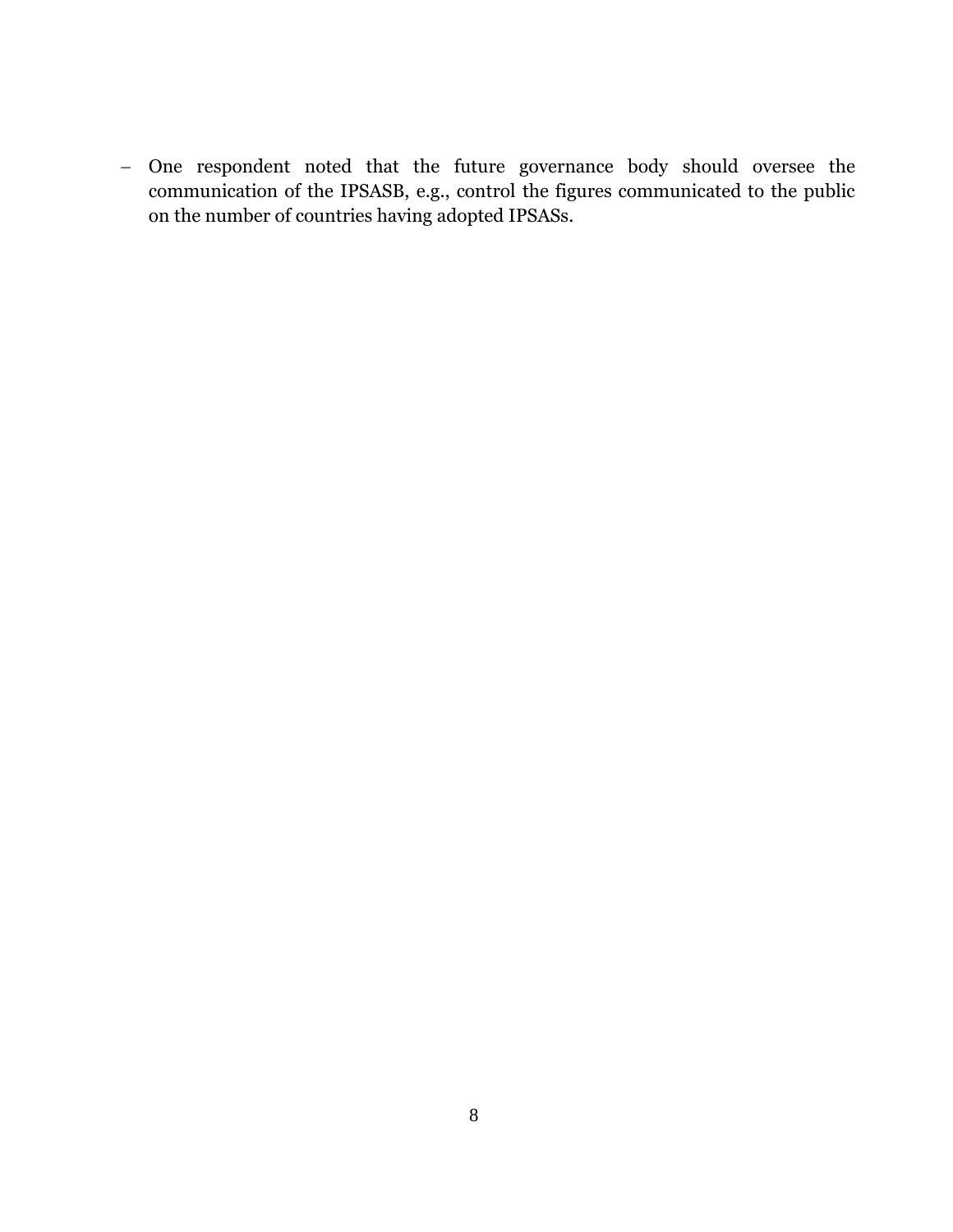- One respondent noted that the future governance body should oversee the communication of the IPSASB, e.g., control the figures communicated to the public on the number of countries having adopted IPSASs.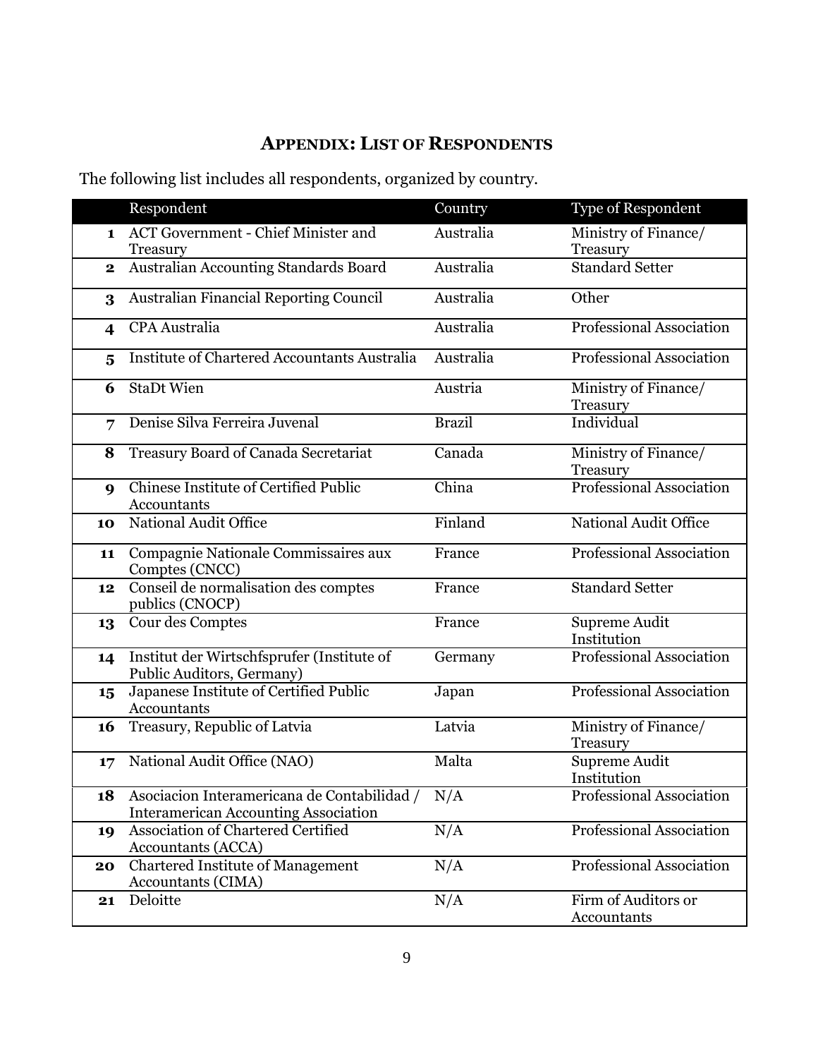## APPENDIX: LIST OF RESPONDENTS

The following list includes all respondents, organized by country.

| | Respondent | Country | Type of Respondent |
|---|---|---|---|
| **1** | ACT Government - Chief Minister and Treasury | Australia | Ministry of Finance/ Treasury |
| **2** | Australian Accounting Standards Board | Australia | Standard Setter |
| **3** | Australian Financial Reporting Council | Australia | Other |
| **4** | CPA Australia | Australia | Professional Association |
| **5** | Institute of Chartered Accountants Australia | Australia | Professional Association |
| **6** | StaDt Wien | Austria | Ministry of Finance/ Treasury |
| **7** | Denise Silva Ferreira Juvenal | Brazil | Individual |
| **8** | Treasury Board of Canada Secretariat | Canada | Ministry of Finance/ Treasury |
| **9** | Chinese Institute of Certified Public Accountants | China | Professional Association |
| **10** | National Audit Office | Finland | National Audit Office |
| **11** | Compagnie Nationale Commissaires aux Comptes (CNCC) | France | Professional Association |
| **12** | Conseil de normalisation des comptes publics (CNOCP) | France | Standard Setter |
| **13** | Cour des Comptes | France | Supreme Audit Institution |
| **14** | Institut der Wirtschfsprufer (Institute of Public Auditors, Germany) | Germany | Professional Association |
| **15** | Japanese Institute of Certified Public Accountants | Japan | Professional Association |
| **16** | Treasury, Republic of Latvia | Latvia | Ministry of Finance/ Treasury |
| **17** | National Audit Office (NAO) | Malta | Supreme Audit Institution |
| **18** | Asociacion Interamericana de Contabilidad / Interamerican Accounting Association | N/A | Professional Association |
| **19** | Association of Chartered Certified Accountants (ACCA) | N/A | Professional Association |
| **20** | Chartered Institute of Management Accountants (CIMA) | N/A | Professional Association |
| **21** | Deloitte | N/A | Firm of Auditors or Accountants |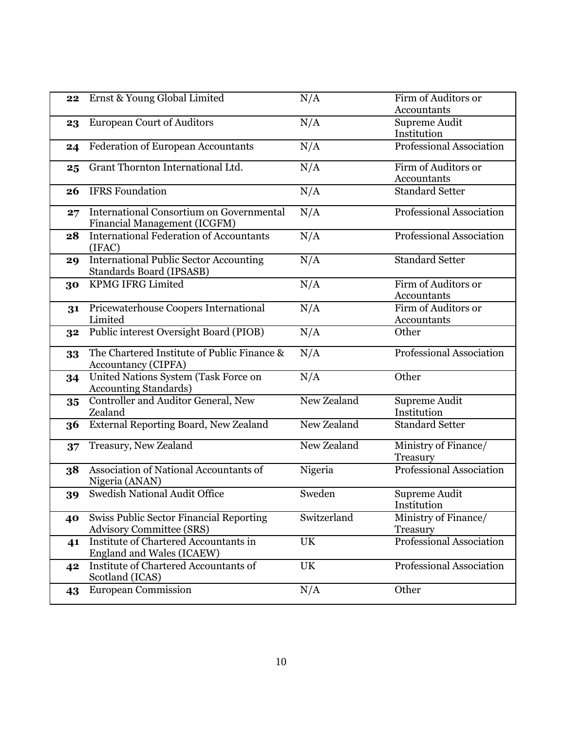| | | | |
|---|---|---|---|
| **22** | Ernst & Young Global Limited | N/A | Firm of Auditors or Accountants |
| **23** | European Court of Auditors | N/A | Supreme Audit Institution |
| **24** | Federation of European Accountants | N/A | Professional Association |
| **25** | Grant Thornton International Ltd. | N/A | Firm of Auditors or Accountants |
| **26** | IFRS Foundation | N/A | Standard Setter |
| **27** | International Consortium on Governmental Financial Management (ICGFM) | N/A | Professional Association |
| **28** | International Federation of Accountants (IFAC) | N/A | Professional Association |
| **29** | International Public Sector Accounting Standards Board (IPSASB) | N/A | Standard Setter |
| **30** | KPMG IFRG Limited | N/A | Firm of Auditors or Accountants |
| **31** | Pricewaterhouse Coopers International Limited | N/A | Firm of Auditors or Accountants |
| **32** | Public interest Oversight Board (PIOB) | N/A | Other |
| **33** | The Chartered Institute of Public Finance & Accountancy (CIPFA) | N/A | Professional Association |
| **34** | United Nations System (Task Force on Accounting Standards) | N/A | Other |
| **35** | Controller and Auditor General, New Zealand | New Zealand | Supreme Audit Institution |
| **36** | External Reporting Board, New Zealand | New Zealand | Standard Setter |
| **37** | Treasury, New Zealand | New Zealand | Ministry of Finance/ Treasury |
| **38** | Association of National Accountants of Nigeria (ANAN) | Nigeria | Professional Association |
| **39** | Swedish National Audit Office | Sweden | Supreme Audit Institution |
| **40** | Swiss Public Sector Financial Reporting Advisory Committee (SRS) | Switzerland | Ministry of Finance/ Treasury |
| **41** | Institute of Chartered Accountants in England and Wales (ICAEW) | UK | Professional Association |
| **42** | Institute of Chartered Accountants of Scotland (ICAS) | UK | Professional Association |
| **43** | European Commission | N/A | Other |